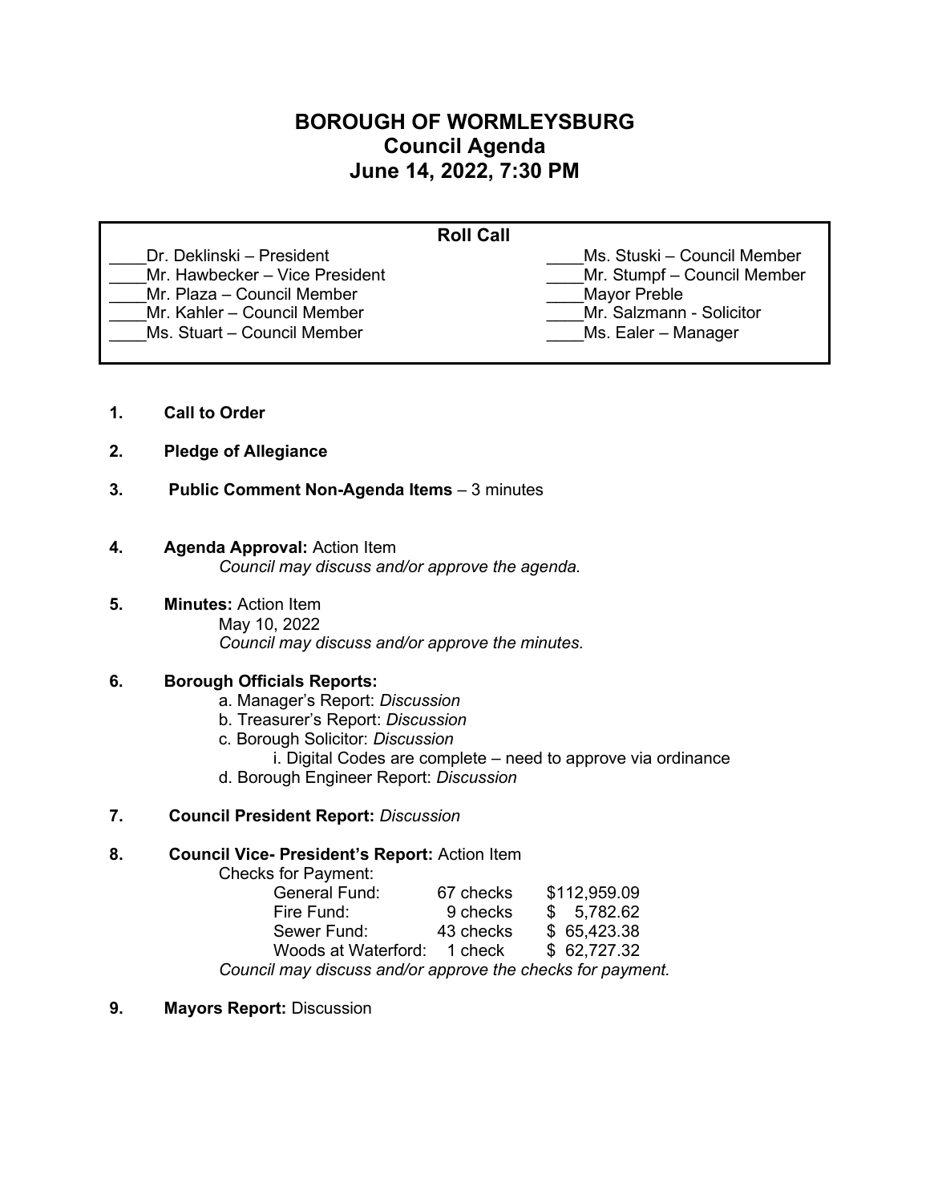# BOROUGH OF WORMLEYSBURG
## Council Agenda
## June 14, 2022, 7:30 PM

**Roll Call**

| | |
|---|---|
| ____Dr. Deklinski – President | ____Ms. Stuski – Council Member |
| ____Mr. Hawbecker – Vice President | ____Mr. Stumpf – Council Member |
| ____Mr. Plaza – Council Member | ____Mayor Preble |
| ____Mr. Kahler – Council Member | ____Mr. Salzmann - Solicitor |
| ____Ms. Stuart – Council Member | ____Ms. Ealer – Manager |

1. **Call to Order**

2. **Pledge of Allegiance**

3. **Public Comment Non-Agenda Items** – 3 minutes

4. **Agenda Approval:** Action Item
   *Council may discuss and/or approve the agenda.*

5. **Minutes:** Action Item
   May 10, 2022
   *Council may discuss and/or approve the minutes.*

6. **Borough Officials Reports:**
   a. Manager's Report: *Discussion*
   b. Treasurer's Report: *Discussion*
   c. Borough Solicitor: *Discussion*
      i. Digital Codes are complete – need to approve via ordinance
   d. Borough Engineer Report: *Discussion*

7. **Council President Report:** *Discussion*

8. **Council Vice- President's Report:** Action Item
   Checks for Payment:

   | | | |
   |---|---|---|
   | General Fund: | 67 checks | $112,959.09 |
   | Fire Fund: | 9 checks | $ 5,782.62 |
   | Sewer Fund: | 43 checks | $ 65,423.38 |
   | Woods at Waterford: | 1 check | $ 62,727.32 |

   *Council may discuss and/or approve the checks for payment.*

9. **Mayors Report:** Discussion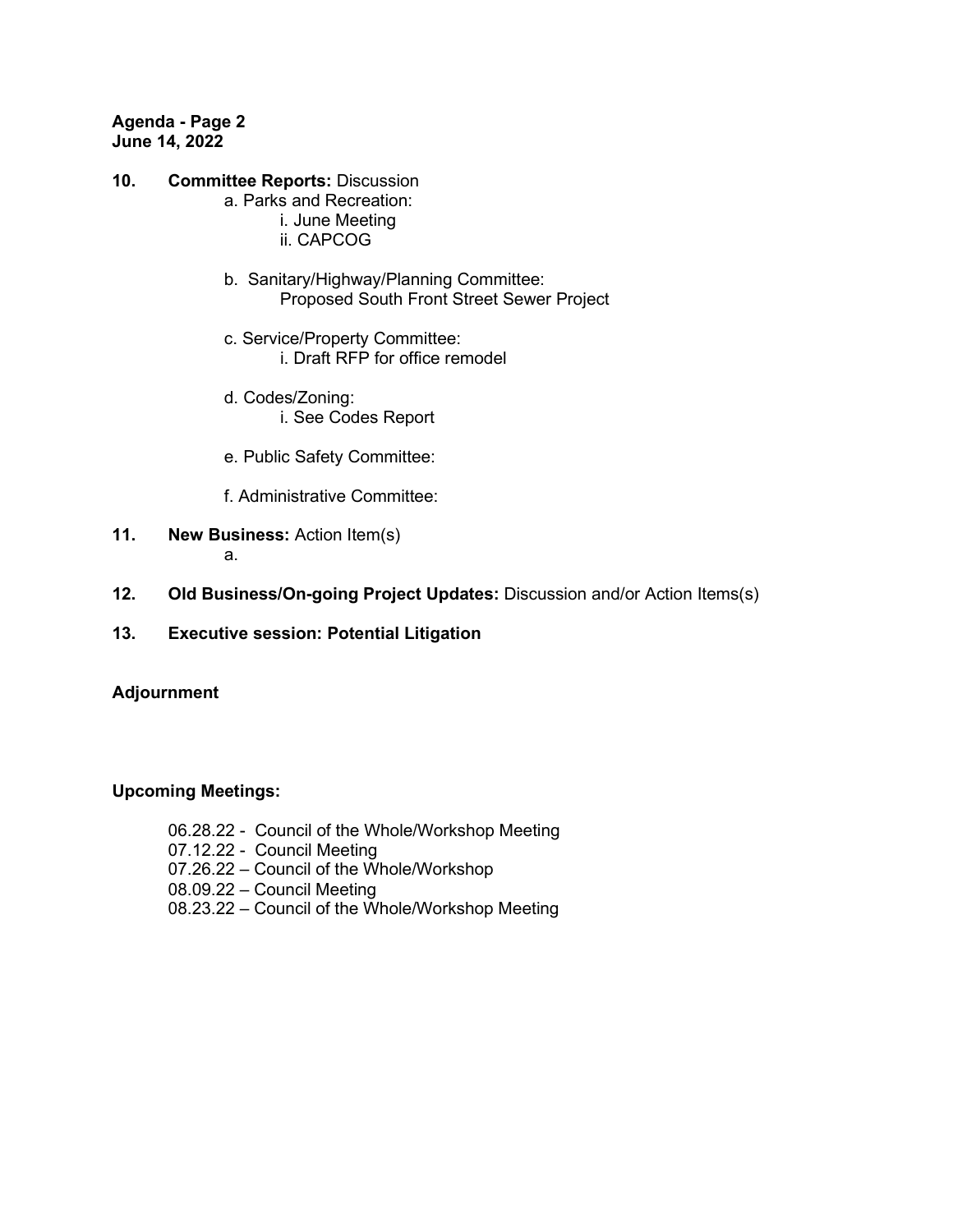**Agenda - Page 2**
**June 14, 2022**

**10. Committee Reports:** Discussion

- a. Parks and Recreation:
  - i. June Meeting
  - ii. CAPCOG
- b. Sanitary/Highway/Planning Committee:
  - Proposed South Front Street Sewer Project
- c. Service/Property Committee:
  - i. Draft RFP for office remodel
- d. Codes/Zoning:
  - i. See Codes Report
- e. Public Safety Committee:
- f. Administrative Committee:

**11. New Business:** Action Item(s)

- a.

**12. Old Business/On-going Project Updates:** Discussion and/or Action Items(s)

**13. Executive session: Potential Litigation**

**Adjournment**

**Upcoming Meetings:**

06.28.22 - Council of the Whole/Workshop Meeting
07.12.22 - Council Meeting
07.26.22 – Council of the Whole/Workshop
08.09.22 – Council Meeting
08.23.22 – Council of the Whole/Workshop Meeting